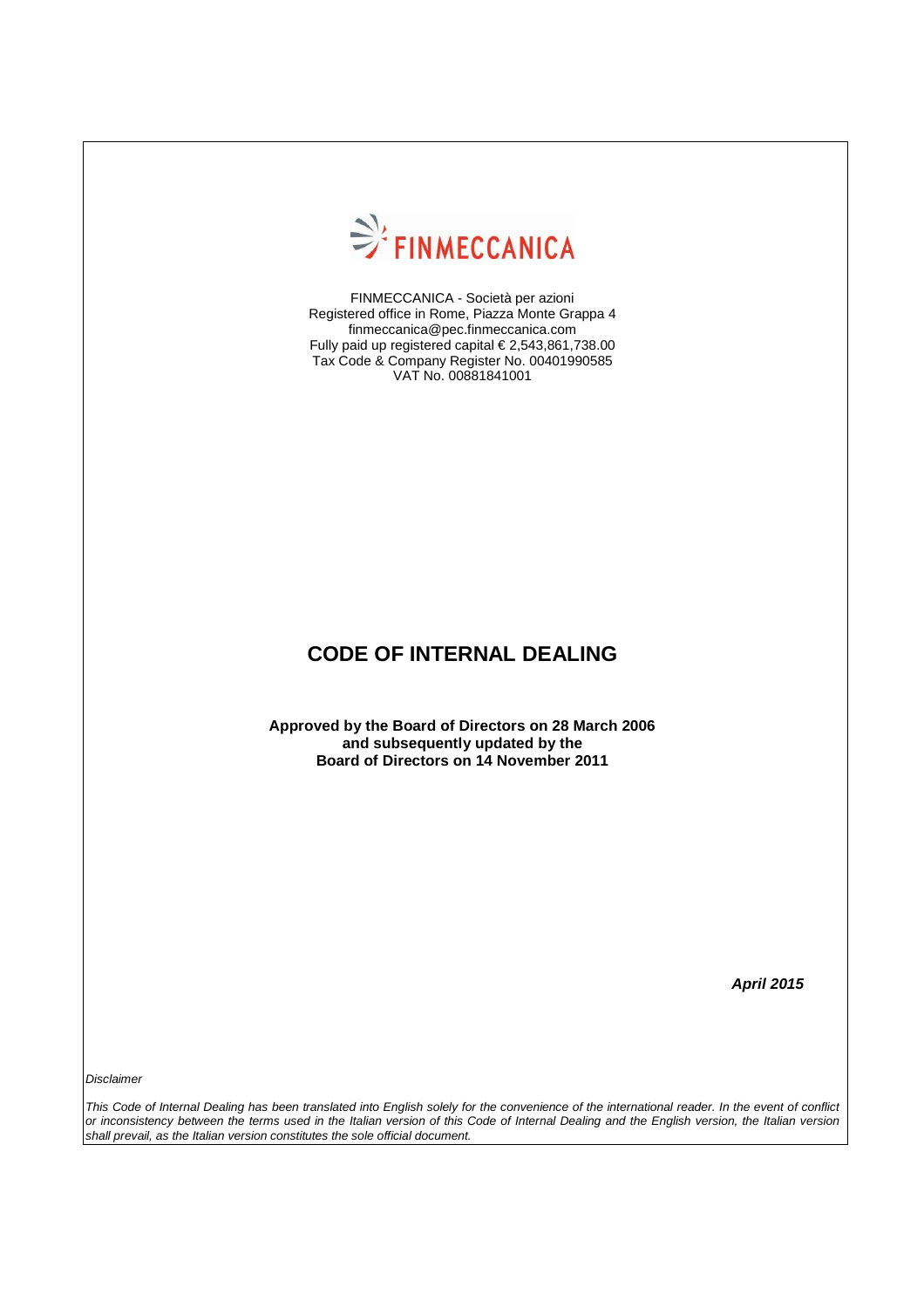FINMECCANICA

FINMECCANICA - Società per azioni
Registered office in Rome, Piazza Monte Grappa 4
finmeccanica@pec.finmeccanica.com
Fully paid up registered capital € 2,543,861,738.00
Tax Code & Company Register No. 00401990585
VAT No. 00881841001

# CODE OF INTERNAL DEALING

**Approved by the Board of Directors on 28 March 2006 and subsequently updated by the Board of Directors on 14 November 2011**

***April 2015***

*Disclaimer*

*This Code of Internal Dealing has been translated into English solely for the convenience of the international reader. In the event of conflict or inconsistency between the terms used in the Italian version of this Code of Internal Dealing and the English version, the Italian version shall prevail, as the Italian version constitutes the sole official document.*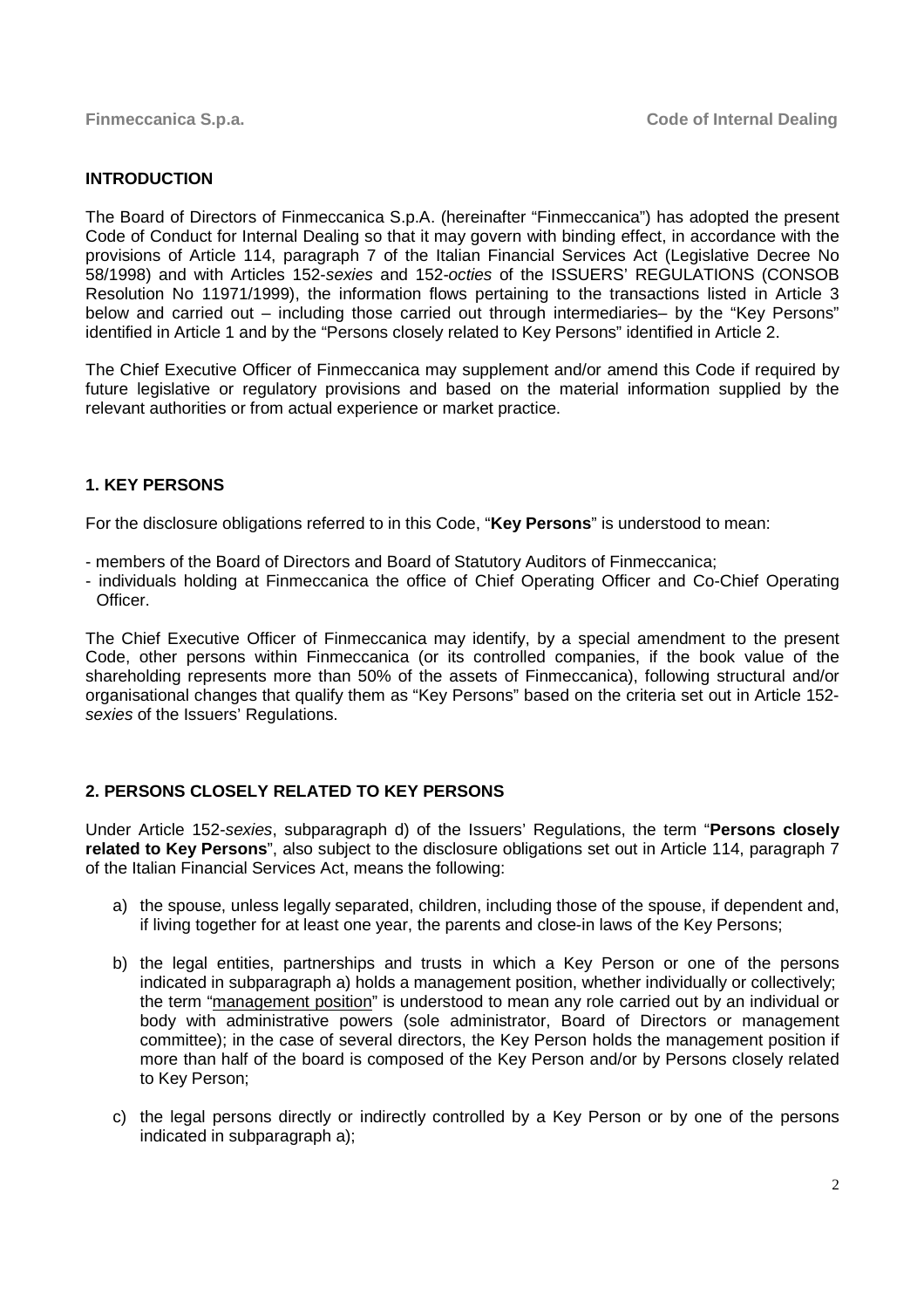## INTRODUCTION

The Board of Directors of Finmeccanica S.p.A. (hereinafter "Finmeccanica") has adopted the present Code of Conduct for Internal Dealing so that it may govern with binding effect, in accordance with the provisions of Article 114, paragraph 7 of the Italian Financial Services Act (Legislative Decree No 58/1998) and with Articles 152-*sexies* and 152-*octies* of the ISSUERS' REGULATIONS (CONSOB Resolution No 11971/1999), the information flows pertaining to the transactions listed in Article 3 below and carried out – including those carried out through intermediaries– by the "Key Persons" identified in Article 1 and by the "Persons closely related to Key Persons" identified in Article 2.

The Chief Executive Officer of Finmeccanica may supplement and/or amend this Code if required by future legislative or regulatory provisions and based on the material information supplied by the relevant authorities or from actual experience or market practice.

## 1. KEY PERSONS

For the disclosure obligations referred to in this Code, "**Key Persons**" is understood to mean:

- members of the Board of Directors and Board of Statutory Auditors of Finmeccanica;
- individuals holding at Finmeccanica the office of Chief Operating Officer and Co-Chief Operating Officer.

The Chief Executive Officer of Finmeccanica may identify, by a special amendment to the present Code, other persons within Finmeccanica (or its controlled companies, if the book value of the shareholding represents more than 50% of the assets of Finmeccanica), following structural and/or organisational changes that qualify them as "Key Persons" based on the criteria set out in Article 152-*sexies* of the Issuers' Regulations.

## 2. PERSONS CLOSELY RELATED TO KEY PERSONS

Under Article 152-*sexies*, subparagraph d) of the Issuers' Regulations, the term "**Persons closely related to Key Persons**", also subject to the disclosure obligations set out in Article 114, paragraph 7 of the Italian Financial Services Act, means the following:

a) the spouse, unless legally separated, children, including those of the spouse, if dependent and, if living together for at least one year, the parents and close-in laws of the Key Persons;

b) the legal entities, partnerships and trusts in which a Key Person or one of the persons indicated in subparagraph a) holds a management position, whether individually or collectively; the term "management position" is understood to mean any role carried out by an individual or body with administrative powers (sole administrator, Board of Directors or management committee); in the case of several directors, the Key Person holds the management position if more than half of the board is composed of the Key Person and/or by Persons closely related to Key Person;

c) the legal persons directly or indirectly controlled by a Key Person or by one of the persons indicated in subparagraph a);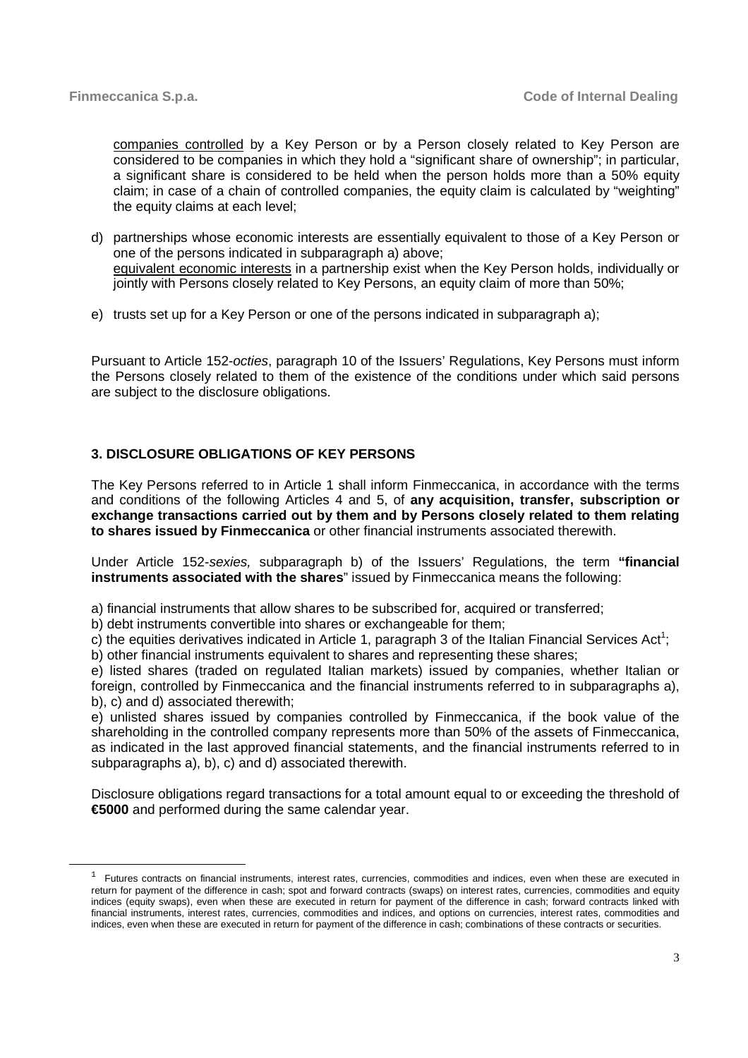companies controlled by a Key Person or by a Person closely related to Key Person are considered to be companies in which they hold a "significant share of ownership"; in particular, a significant share is considered to be held when the person holds more than a 50% equity claim; in case of a chain of controlled companies, the equity claim is calculated by "weighting" the equity claims at each level;

d) partnerships whose economic interests are essentially equivalent to those of a Key Person or one of the persons indicated in subparagraph a) above;
equivalent economic interests in a partnership exist when the Key Person holds, individually or jointly with Persons closely related to Key Persons, an equity claim of more than 50%;

e) trusts set up for a Key Person or one of the persons indicated in subparagraph a);

Pursuant to Article 152-*octies*, paragraph 10 of the Issuers' Regulations, Key Persons must inform the Persons closely related to them of the existence of the conditions under which said persons are subject to the disclosure obligations.

## 3. DISCLOSURE OBLIGATIONS OF KEY PERSONS

The Key Persons referred to in Article 1 shall inform Finmeccanica, in accordance with the terms and conditions of the following Articles 4 and 5, of **any acquisition, transfer, subscription or exchange transactions carried out by them and by Persons closely related to them relating to shares issued by Finmeccanica** or other financial instruments associated therewith.

Under Article 152-*sexies,* subparagraph b) of the Issuers' Regulations, the term **"financial instruments associated with the shares**" issued by Finmeccanica means the following:

a) financial instruments that allow shares to be subscribed for, acquired or transferred;
b) debt instruments convertible into shares or exchangeable for them;
c) the equities derivatives indicated in Article 1, paragraph 3 of the Italian Financial Services Act[1];
b) other financial instruments equivalent to shares and representing these shares;
e) listed shares (traded on regulated Italian markets) issued by companies, whether Italian or foreign, controlled by Finmeccanica and the financial instruments referred to in subparagraphs a), b), c) and d) associated therewith;
e) unlisted shares issued by companies controlled by Finmeccanica, if the book value of the shareholding in the controlled company represents more than 50% of the assets of Finmeccanica, as indicated in the last approved financial statements, and the financial instruments referred to in subparagraphs a), b), c) and d) associated therewith.

Disclosure obligations regard transactions for a total amount equal to or exceeding the threshold of **€5000** and performed during the same calendar year.

[1] Futures contracts on financial instruments, interest rates, currencies, commodities and indices, even when these are executed in return for payment of the difference in cash; spot and forward contracts (swaps) on interest rates, currencies, commodities and equity indices (equity swaps), even when these are executed in return for payment of the difference in cash; forward contracts linked with financial instruments, interest rates, currencies, commodities and indices, and options on currencies, interest rates, commodities and indices, even when these are executed in return for payment of the difference in cash; combinations of these contracts or securities.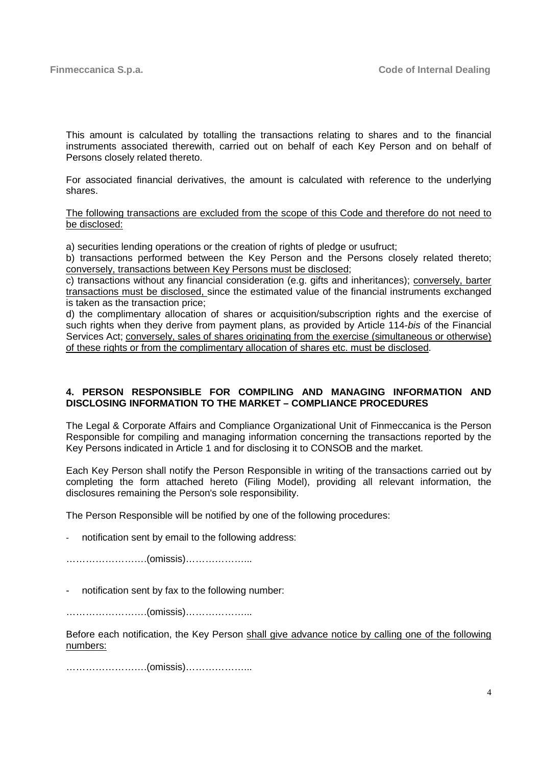This amount is calculated by totalling the transactions relating to shares and to the financial instruments associated therewith, carried out on behalf of each Key Person and on behalf of Persons closely related thereto.

For associated financial derivatives, the amount is calculated with reference to the underlying shares.

<u>The following transactions are excluded from the scope of this Code and therefore do not need to be disclosed:</u>

a) securities lending operations or the creation of rights of pledge or usufruct;
b) transactions performed between the Key Person and the Persons closely related thereto; <u>conversely, transactions between Key Persons must be disclosed</u>;
c) transactions without any financial consideration (e.g. gifts and inheritances); <u>conversely, barter transactions must be disclosed,</u> since the estimated value of the financial instruments exchanged is taken as the transaction price;
d) the complimentary allocation of shares or acquisition/subscription rights and the exercise of such rights when they derive from payment plans, as provided by Article 114-*bis* of the Financial Services Act; <u>conversely, sales of shares originating from the exercise (simultaneous or otherwise) of these rights or from the complimentary allocation of shares etc. must be disclosed</u>.

## 4. PERSON RESPONSIBLE FOR COMPILING AND MANAGING INFORMATION AND DISCLOSING INFORMATION TO THE MARKET – COMPLIANCE PROCEDURES

The Legal & Corporate Affairs and Compliance Organizational Unit of Finmeccanica is the Person Responsible for compiling and managing information concerning the transactions reported by the Key Persons indicated in Article 1 and for disclosing it to CONSOB and the market.

Each Key Person shall notify the Person Responsible in writing of the transactions carried out by completing the form attached hereto (Filing Model), providing all relevant information, the disclosures remaining the Person's sole responsibility.

The Person Responsible will be notified by one of the following procedures:

- notification sent by email to the following address:

…………………….(omissis)………………..

- notification sent by fax to the following number:

…………………….(omissis)………………..

Before each notification, the Key Person <u>shall give advance notice by calling one of the following numbers:</u>

…………………….(omissis)………………..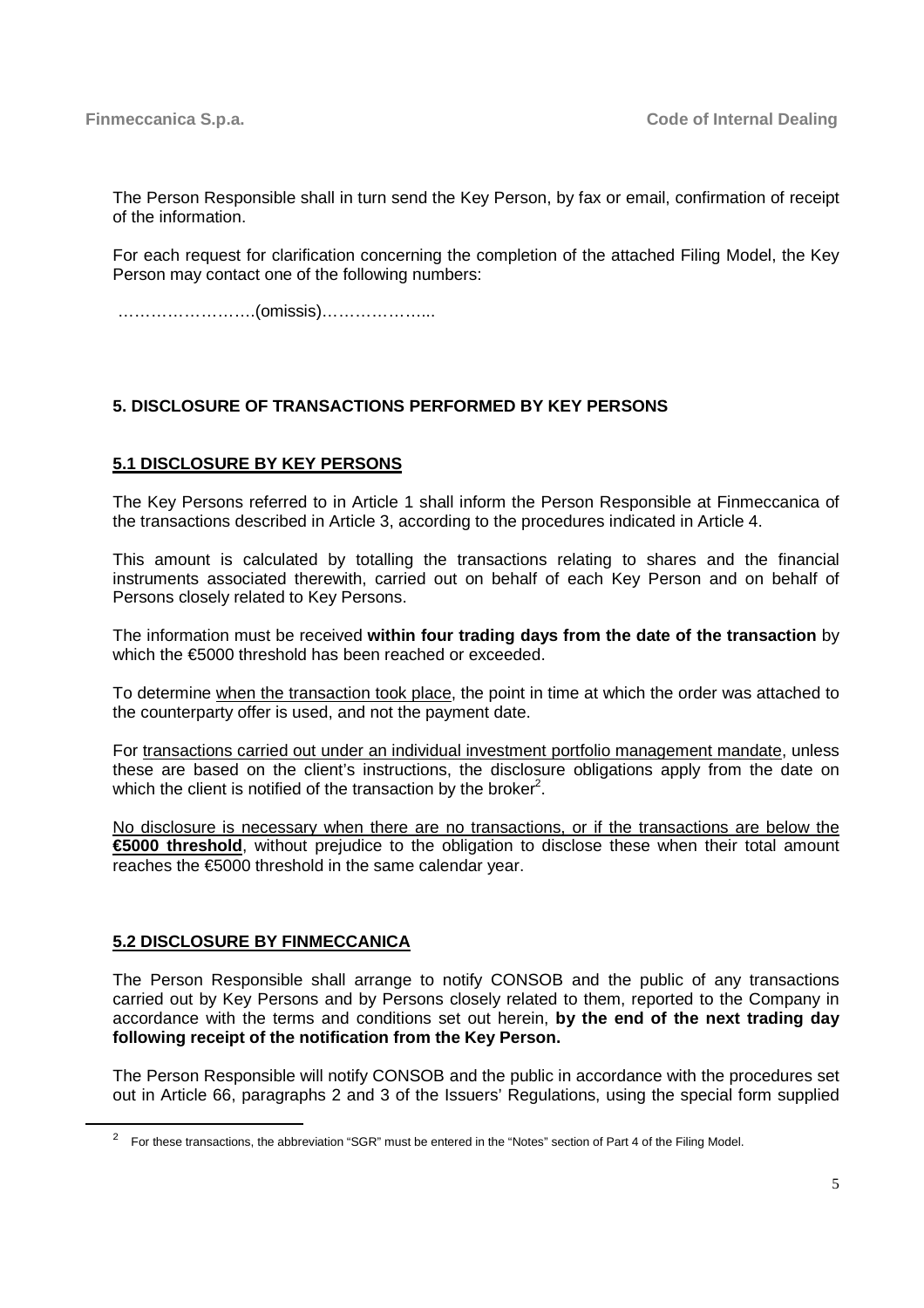The Person Responsible shall in turn send the Key Person, by fax or email, confirmation of receipt of the information.

For each request for clarification concerning the completion of the attached Filing Model, the Key Person may contact one of the following numbers:

…………………….(omissis)………………...

## 5. DISCLOSURE OF TRANSACTIONS PERFORMED BY KEY PERSONS

### 5.1 DISCLOSURE BY KEY PERSONS

The Key Persons referred to in Article 1 shall inform the Person Responsible at Finmeccanica of the transactions described in Article 3, according to the procedures indicated in Article 4.

This amount is calculated by totalling the transactions relating to shares and the financial instruments associated therewith, carried out on behalf of each Key Person and on behalf of Persons closely related to Key Persons.

The information must be received **within four trading days from the date of the transaction** by which the €5000 threshold has been reached or exceeded.

To determine when the transaction took place, the point in time at which the order was attached to the counterparty offer is used, and not the payment date.

For transactions carried out under an individual investment portfolio management mandate, unless these are based on the client's instructions, the disclosure obligations apply from the date on which the client is notified of the transaction by the broker[2].

No disclosure is necessary when there are no transactions, or if the transactions are below the **€5000 threshold**, without prejudice to the obligation to disclose these when their total amount reaches the €5000 threshold in the same calendar year.

### 5.2 DISCLOSURE BY FINMECCANICA

The Person Responsible shall arrange to notify CONSOB and the public of any transactions carried out by Key Persons and by Persons closely related to them, reported to the Company in accordance with the terms and conditions set out herein, **by the end of the next trading day following receipt of the notification from the Key Person.**

The Person Responsible will notify CONSOB and the public in accordance with the procedures set out in Article 66, paragraphs 2 and 3 of the Issuers' Regulations, using the special form supplied

[2] For these transactions, the abbreviation "SGR" must be entered in the "Notes" section of Part 4 of the Filing Model.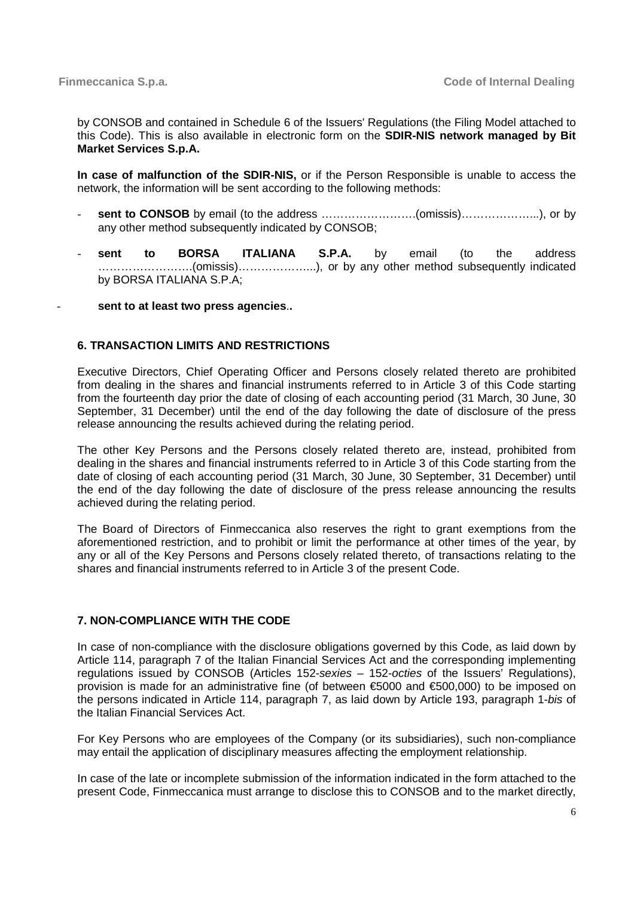by CONSOB and contained in Schedule 6 of the Issuers' Regulations (the Filing Model attached to this Code). This is also available in electronic form on the **SDIR-NIS network managed by Bit Market Services S.p.A.**

**In case of malfunction of the SDIR-NIS,** or if the Person Responsible is unable to access the network, the information will be sent according to the following methods:

- **sent to CONSOB** by email (to the address …………………….(omissis)………………..), or by any other method subsequently indicated by CONSOB;
- **sent to BORSA ITALIANA S.P.A.** by email (to the address …………………….(omissis)………………..), or by any other method subsequently indicated by BORSA ITALIANA S.P.A;
- **sent to at least two press agencies.**.

## 6. TRANSACTION LIMITS AND RESTRICTIONS

Executive Directors, Chief Operating Officer and Persons closely related thereto are prohibited from dealing in the shares and financial instruments referred to in Article 3 of this Code starting from the fourteenth day prior the date of closing of each accounting period (31 March, 30 June, 30 September, 31 December) until the end of the day following the date of disclosure of the press release announcing the results achieved during the relating period.

The other Key Persons and the Persons closely related thereto are, instead, prohibited from dealing in the shares and financial instruments referred to in Article 3 of this Code starting from the date of closing of each accounting period (31 March, 30 June, 30 September, 31 December) until the end of the day following the date of disclosure of the press release announcing the results achieved during the relating period.

The Board of Directors of Finmeccanica also reserves the right to grant exemptions from the aforementioned restriction, and to prohibit or limit the performance at other times of the year, by any or all of the Key Persons and Persons closely related thereto, of transactions relating to the shares and financial instruments referred to in Article 3 of the present Code.

## 7. NON-COMPLIANCE WITH THE CODE

In case of non-compliance with the disclosure obligations governed by this Code, as laid down by Article 114, paragraph 7 of the Italian Financial Services Act and the corresponding implementing regulations issued by CONSOB (Articles 152-*sexies* – 152-*octies* of the Issuers' Regulations), provision is made for an administrative fine (of between €5000 and €500,000) to be imposed on the persons indicated in Article 114, paragraph 7, as laid down by Article 193, paragraph 1-*bis* of the Italian Financial Services Act.

For Key Persons who are employees of the Company (or its subsidiaries), such non-compliance may entail the application of disciplinary measures affecting the employment relationship.

In case of the late or incomplete submission of the information indicated in the form attached to the present Code, Finmeccanica must arrange to disclose this to CONSOB and to the market directly,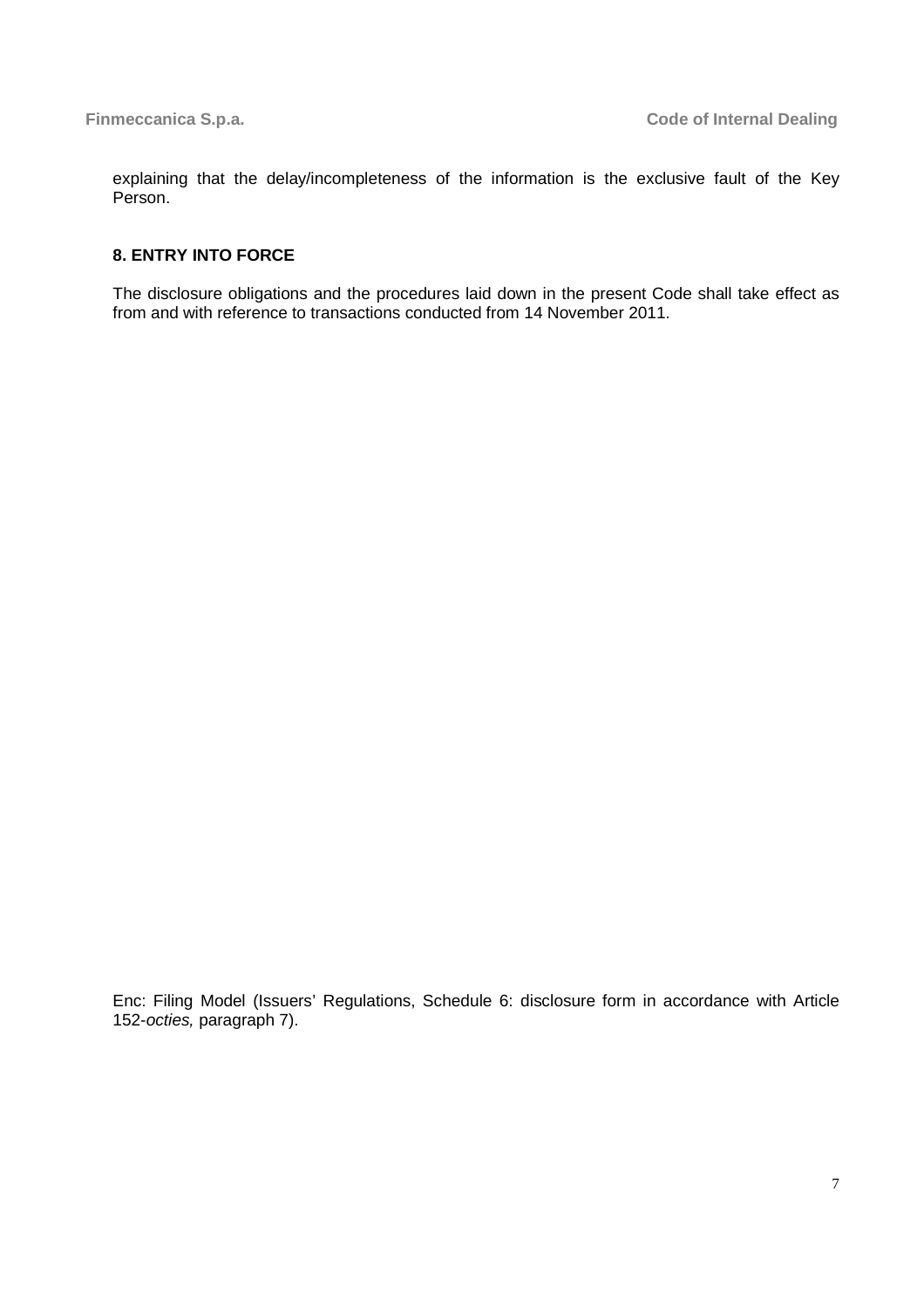explaining that the delay/incompleteness of the information is the exclusive fault of the Key Person.

## 8. ENTRY INTO FORCE

The disclosure obligations and the procedures laid down in the present Code shall take effect as from and with reference to transactions conducted from 14 November 2011.

Enc: Filing Model (Issuers' Regulations, Schedule 6: disclosure form in accordance with Article 152-*octies,* paragraph 7).